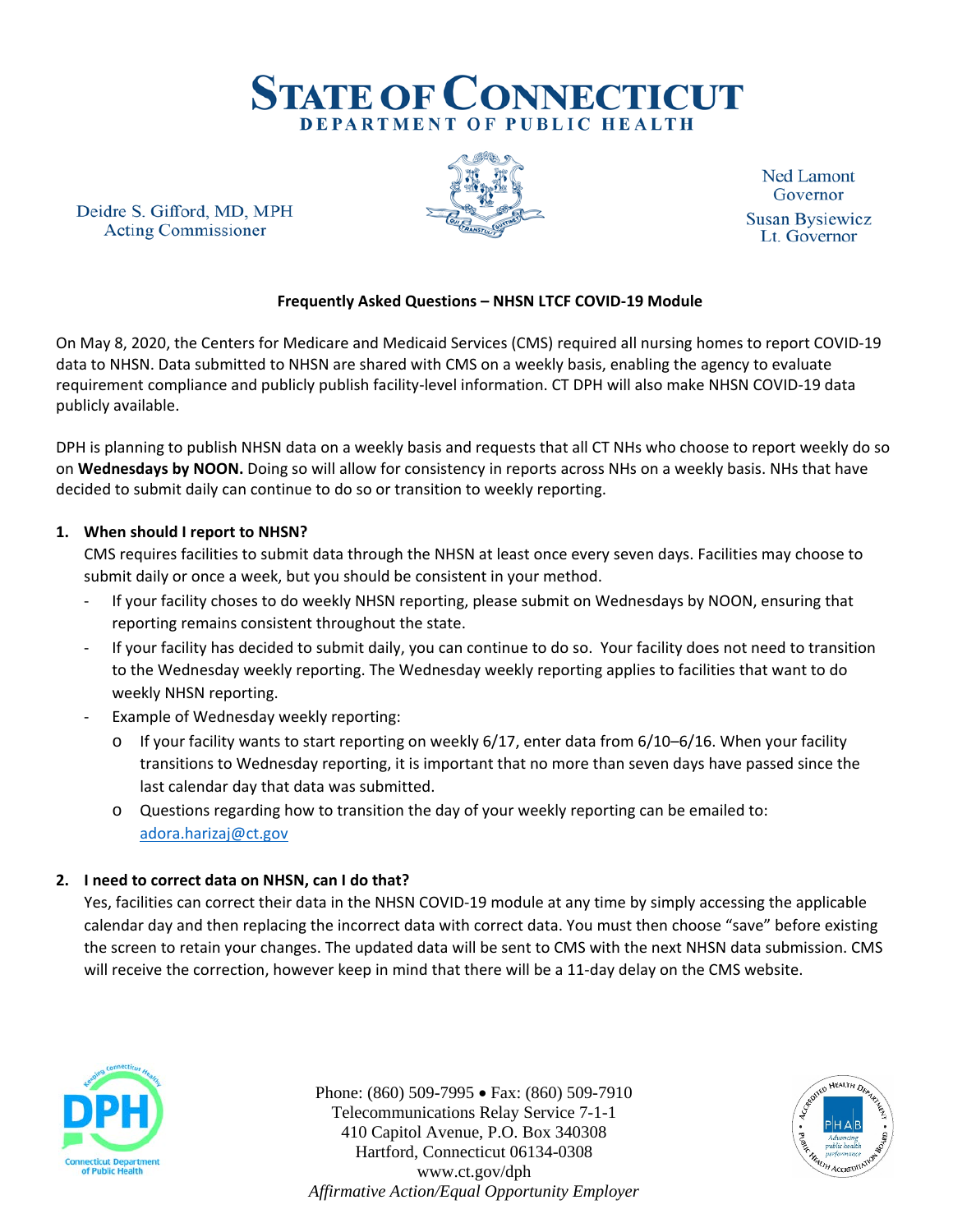# STATE OF CONNECTICUT
## DEPARTMENT OF PUBLIC HEALTH

Deidre S. Gifford, MD, MPH
Acting Commissioner

Ned Lamont
Governor

Susan Bysiewicz
Lt. Governor

**Frequently Asked Questions – NHSN LTCF COVID-19 Module**

On May 8, 2020, the Centers for Medicare and Medicaid Services (CMS) required all nursing homes to report COVID-19 data to NHSN. Data submitted to NHSN are shared with CMS on a weekly basis, enabling the agency to evaluate requirement compliance and publicly publish facility-level information. CT DPH will also make NHSN COVID-19 data publicly available.

DPH is planning to publish NHSN data on a weekly basis and requests that all CT NHs who choose to report weekly do so on **Wednesdays by NOON.** Doing so will allow for consistency in reports across NHs on a weekly basis. NHs that have decided to submit daily can continue to do so or transition to weekly reporting.

1. **When should I report to NHSN?**
   CMS requires facilities to submit data through the NHSN at least once every seven days. Facilities may choose to submit daily or once a week, but you should be consistent in your method.
   - If your facility choses to do weekly NHSN reporting, please submit on Wednesdays by NOON, ensuring that reporting remains consistent throughout the state.
   - If your facility has decided to submit daily, you can continue to do so. Your facility does not need to transition to the Wednesday weekly reporting. The Wednesday weekly reporting applies to facilities that want to do weekly NHSN reporting.
   - Example of Wednesday weekly reporting:
     - If your facility wants to start reporting on weekly 6/17, enter data from 6/10–6/16. When your facility transitions to Wednesday reporting, it is important that no more than seven days have passed since the last calendar day that data was submitted.
     - Questions regarding how to transition the day of your weekly reporting can be emailed to: adora.harizaj@ct.gov

2. **I need to correct data on NHSN, can I do that?**
   Yes, facilities can correct their data in the NHSN COVID-19 module at any time by simply accessing the applicable calendar day and then replacing the incorrect data with correct data. You must then choose "save" before existing the screen to retain your changes. The updated data will be sent to CMS with the next NHSN data submission. CMS will receive the correction, however keep in mind that there will be a 11-day delay on the CMS website.

Phone: (860) 509-7995 • Fax: (860) 509-7910
Telecommunications Relay Service 7-1-1
410 Capitol Avenue, P.O. Box 340308
Hartford, Connecticut 06134-0308
www.ct.gov/dph
*Affirmative Action/Equal Opportunity Employer*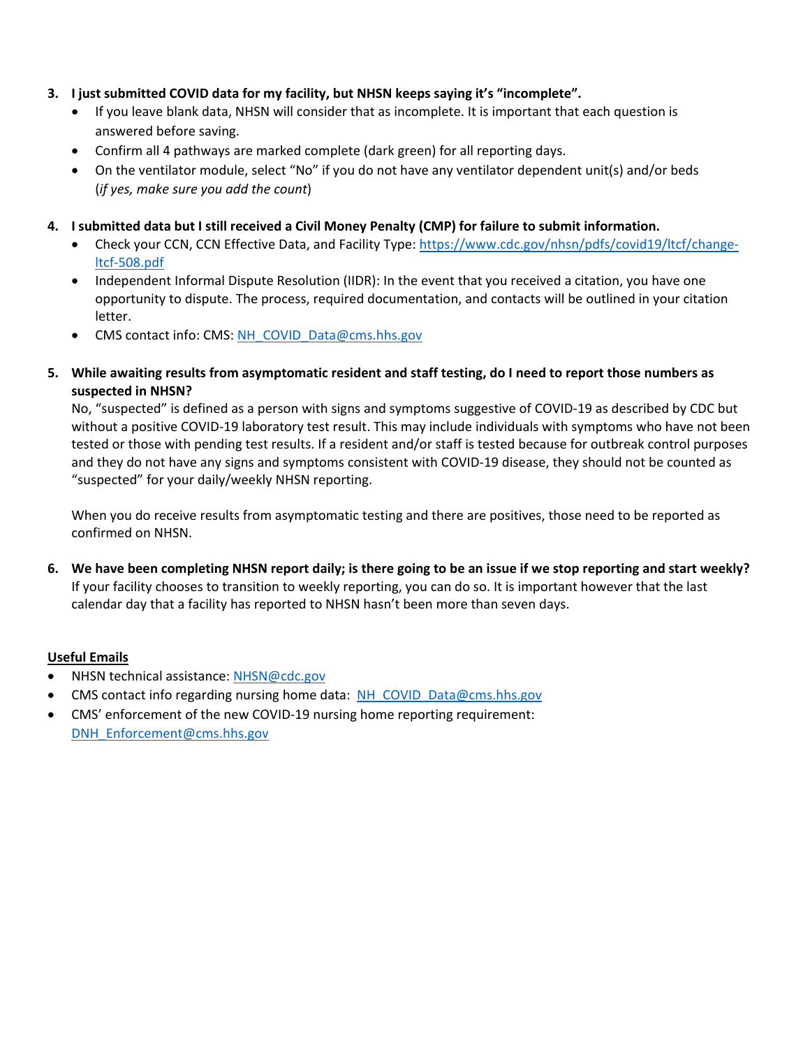3. **I just submitted COVID data for my facility, but NHSN keeps saying it's "incomplete".**
   - If you leave blank data, NHSN will consider that as incomplete. It is important that each question is answered before saving.
   - Confirm all 4 pathways are marked complete (dark green) for all reporting days.
   - On the ventilator module, select "No" if you do not have any ventilator dependent unit(s) and/or beds (*if yes, make sure you add the count*)

4. **I submitted data but I still received a Civil Money Penalty (CMP) for failure to submit information.**
   - Check your CCN, CCN Effective Data, and Facility Type: https://www.cdc.gov/nhsn/pdfs/covid19/ltcf/change-ltcf-508.pdf
   - Independent Informal Dispute Resolution (IIDR): In the event that you received a citation, you have one opportunity to dispute. The process, required documentation, and contacts will be outlined in your citation letter.
   - CMS contact info: CMS: NH_COVID_Data@cms.hhs.gov

5. **While awaiting results from asymptomatic resident and staff testing, do I need to report those numbers as suspected in NHSN?**

   No, "suspected" is defined as a person with signs and symptoms suggestive of COVID-19 as described by CDC but without a positive COVID-19 laboratory test result. This may include individuals with symptoms who have not been tested or those with pending test results. If a resident and/or staff is tested because for outbreak control purposes and they do not have any signs and symptoms consistent with COVID-19 disease, they should not be counted as "suspected" for your daily/weekly NHSN reporting.

   When you do receive results from asymptomatic testing and there are positives, those need to be reported as confirmed on NHSN.

6. **We have been completing NHSN report daily; is there going to be an issue if we stop reporting and start weekly?**

   If your facility chooses to transition to weekly reporting, you can do so. It is important however that the last calendar day that a facility has reported to NHSN hasn't been more than seven days.

**Useful Emails**

- NHSN technical assistance: NHSN@cdc.gov
- CMS contact info regarding nursing home data: NH_COVID_Data@cms.hhs.gov
- CMS' enforcement of the new COVID-19 nursing home reporting requirement: DNH_Enforcement@cms.hhs.gov